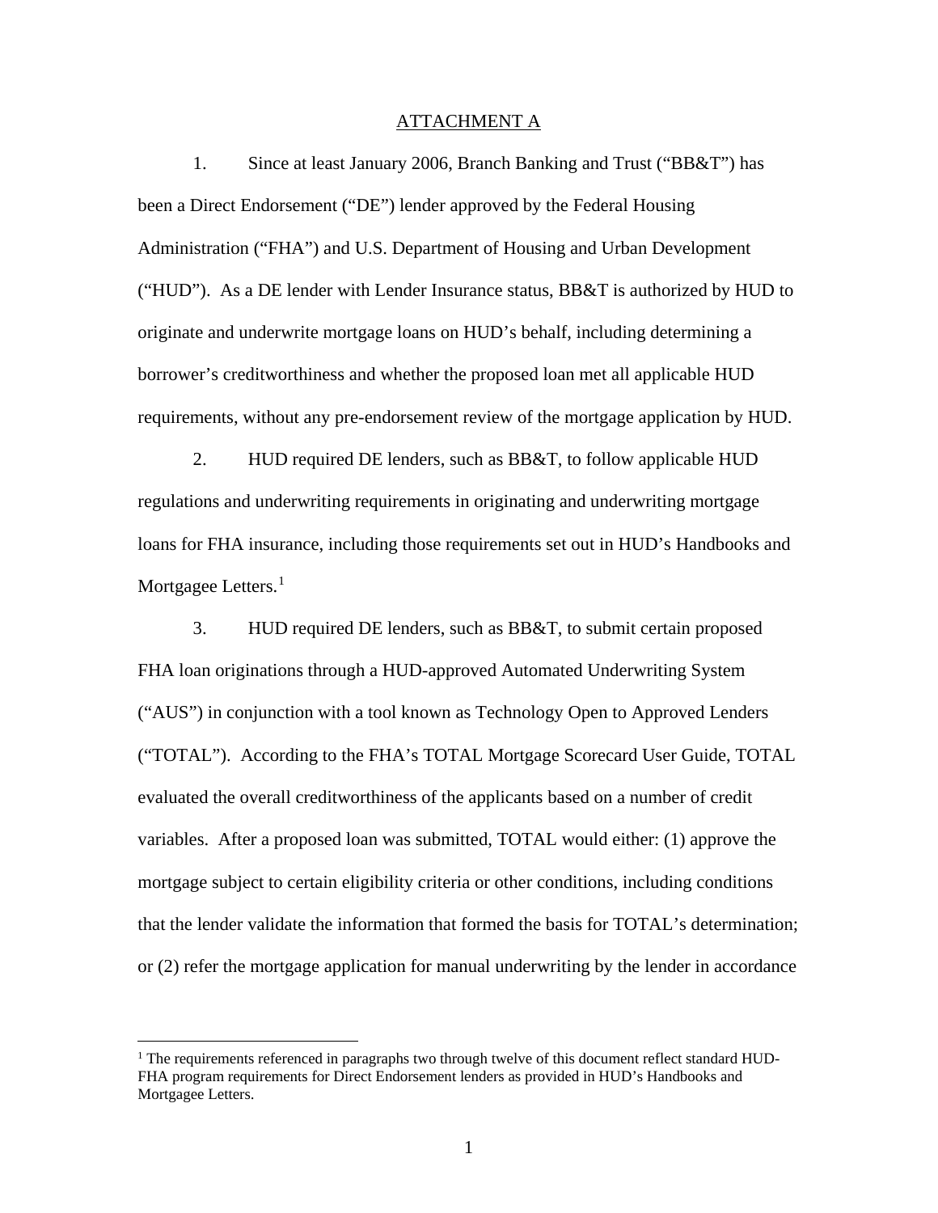ATTACHMENT A

1. Since at least January 2006, Branch Banking and Trust ("BB&T") has been a Direct Endorsement ("DE") lender approved by the Federal Housing Administration ("FHA") and U.S. Department of Housing and Urban Development ("HUD"). As a DE lender with Lender Insurance status, BB&T is authorized by HUD to originate and underwrite mortgage loans on HUD's behalf, including determining a borrower's creditworthiness and whether the proposed loan met all applicable HUD requirements, without any pre-endorsement review of the mortgage application by HUD.

2. HUD required DE lenders, such as BB&T, to follow applicable HUD regulations and underwriting requirements in originating and underwriting mortgage loans for FHA insurance, including those requirements set out in HUD's Handbooks and Mortgagee Letters.[1]

3. HUD required DE lenders, such as BB&T, to submit certain proposed FHA loan originations through a HUD-approved Automated Underwriting System ("AUS") in conjunction with a tool known as Technology Open to Approved Lenders ("TOTAL"). According to the FHA's TOTAL Mortgage Scorecard User Guide, TOTAL evaluated the overall creditworthiness of the applicants based on a number of credit variables. After a proposed loan was submitted, TOTAL would either: (1) approve the mortgage subject to certain eligibility criteria or other conditions, including conditions that the lender validate the information that formed the basis for TOTAL's determination; or (2) refer the mortgage application for manual underwriting by the lender in accordance

[1] The requirements referenced in paragraphs two through twelve of this document reflect standard HUD-FHA program requirements for Direct Endorsement lenders as provided in HUD's Handbooks and Mortgagee Letters.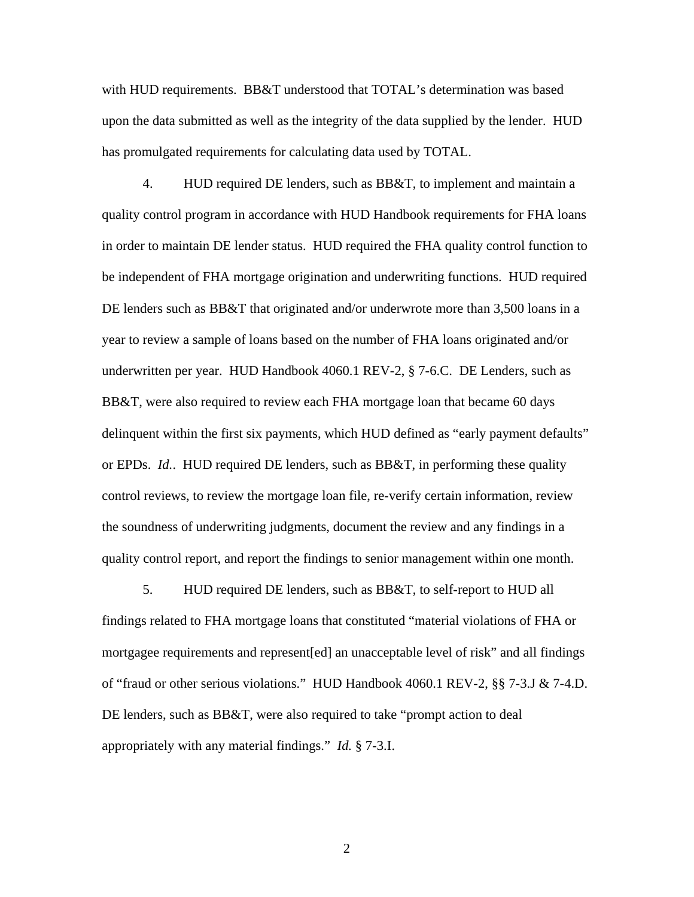with HUD requirements. BB&T understood that TOTAL's determination was based upon the data submitted as well as the integrity of the data supplied by the lender. HUD has promulgated requirements for calculating data used by TOTAL.

4. HUD required DE lenders, such as BB&T, to implement and maintain a quality control program in accordance with HUD Handbook requirements for FHA loans in order to maintain DE lender status. HUD required the FHA quality control function to be independent of FHA mortgage origination and underwriting functions. HUD required DE lenders such as BB&T that originated and/or underwrote more than 3,500 loans in a year to review a sample of loans based on the number of FHA loans originated and/or underwritten per year. HUD Handbook 4060.1 REV-2, § 7-6.C. DE Lenders, such as BB&T, were also required to review each FHA mortgage loan that became 60 days delinquent within the first six payments, which HUD defined as "early payment defaults" or EPDs. *Id.*. HUD required DE lenders, such as BB&T, in performing these quality control reviews, to review the mortgage loan file, re-verify certain information, review the soundness of underwriting judgments, document the review and any findings in a quality control report, and report the findings to senior management within one month.

5. HUD required DE lenders, such as BB&T, to self-report to HUD all findings related to FHA mortgage loans that constituted "material violations of FHA or mortgagee requirements and represent[ed] an unacceptable level of risk" and all findings of "fraud or other serious violations." HUD Handbook 4060.1 REV-2, §§ 7-3.J & 7-4.D. DE lenders, such as BB&T, were also required to take "prompt action to deal appropriately with any material findings." *Id.* § 7-3.I.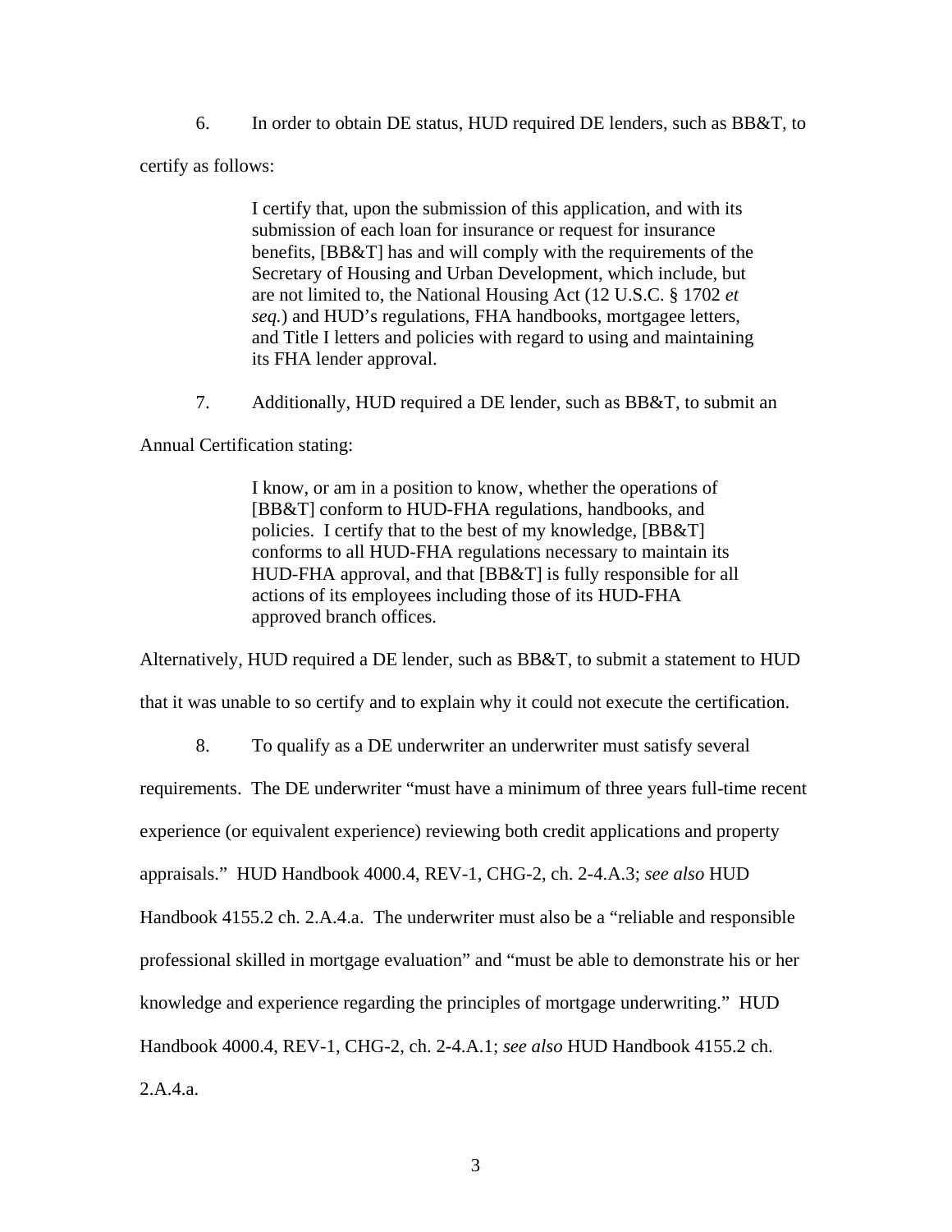6. In order to obtain DE status, HUD required DE lenders, such as BB&T, to certify as follows:

> I certify that, upon the submission of this application, and with its submission of each loan for insurance or request for insurance benefits, [BB&T] has and will comply with the requirements of the Secretary of Housing and Urban Development, which include, but are not limited to, the National Housing Act (12 U.S.C. § 1702 *et seq.*) and HUD's regulations, FHA handbooks, mortgagee letters, and Title I letters and policies with regard to using and maintaining its FHA lender approval.

7. Additionally, HUD required a DE lender, such as BB&T, to submit an Annual Certification stating:

> I know, or am in a position to know, whether the operations of [BB&T] conform to HUD-FHA regulations, handbooks, and policies. I certify that to the best of my knowledge, [BB&T] conforms to all HUD-FHA regulations necessary to maintain its HUD-FHA approval, and that [BB&T] is fully responsible for all actions of its employees including those of its HUD-FHA approved branch offices.

Alternatively, HUD required a DE lender, such as BB&T, to submit a statement to HUD that it was unable to so certify and to explain why it could not execute the certification.

8. To qualify as a DE underwriter an underwriter must satisfy several requirements. The DE underwriter "must have a minimum of three years full-time recent experience (or equivalent experience) reviewing both credit applications and property appraisals." HUD Handbook 4000.4, REV-1, CHG-2, ch. 2-4.A.3; *see also* HUD Handbook 4155.2 ch. 2.A.4.a. The underwriter must also be a "reliable and responsible professional skilled in mortgage evaluation" and "must be able to demonstrate his or her knowledge and experience regarding the principles of mortgage underwriting." HUD Handbook 4000.4, REV-1, CHG-2, ch. 2-4.A.1; *see also* HUD Handbook 4155.2 ch. 2.A.4.a.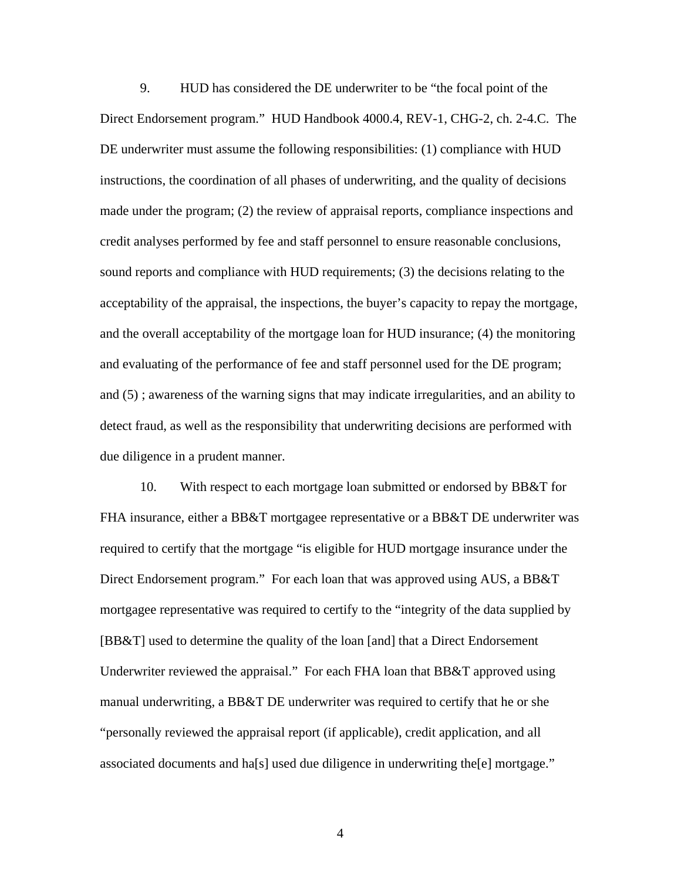9. HUD has considered the DE underwriter to be "the focal point of the Direct Endorsement program." HUD Handbook 4000.4, REV-1, CHG-2, ch. 2-4.C. The DE underwriter must assume the following responsibilities: (1) compliance with HUD instructions, the coordination of all phases of underwriting, and the quality of decisions made under the program; (2) the review of appraisal reports, compliance inspections and credit analyses performed by fee and staff personnel to ensure reasonable conclusions, sound reports and compliance with HUD requirements; (3) the decisions relating to the acceptability of the appraisal, the inspections, the buyer's capacity to repay the mortgage, and the overall acceptability of the mortgage loan for HUD insurance; (4) the monitoring and evaluating of the performance of fee and staff personnel used for the DE program; and (5) ; awareness of the warning signs that may indicate irregularities, and an ability to detect fraud, as well as the responsibility that underwriting decisions are performed with due diligence in a prudent manner.

10. With respect to each mortgage loan submitted or endorsed by BB&T for FHA insurance, either a BB&T mortgagee representative or a BB&T DE underwriter was required to certify that the mortgage "is eligible for HUD mortgage insurance under the Direct Endorsement program." For each loan that was approved using AUS, a BB&T mortgagee representative was required to certify to the "integrity of the data supplied by [BB&T] used to determine the quality of the loan [and] that a Direct Endorsement Underwriter reviewed the appraisal." For each FHA loan that BB&T approved using manual underwriting, a BB&T DE underwriter was required to certify that he or she "personally reviewed the appraisal report (if applicable), credit application, and all associated documents and ha[s] used due diligence in underwriting the[e] mortgage."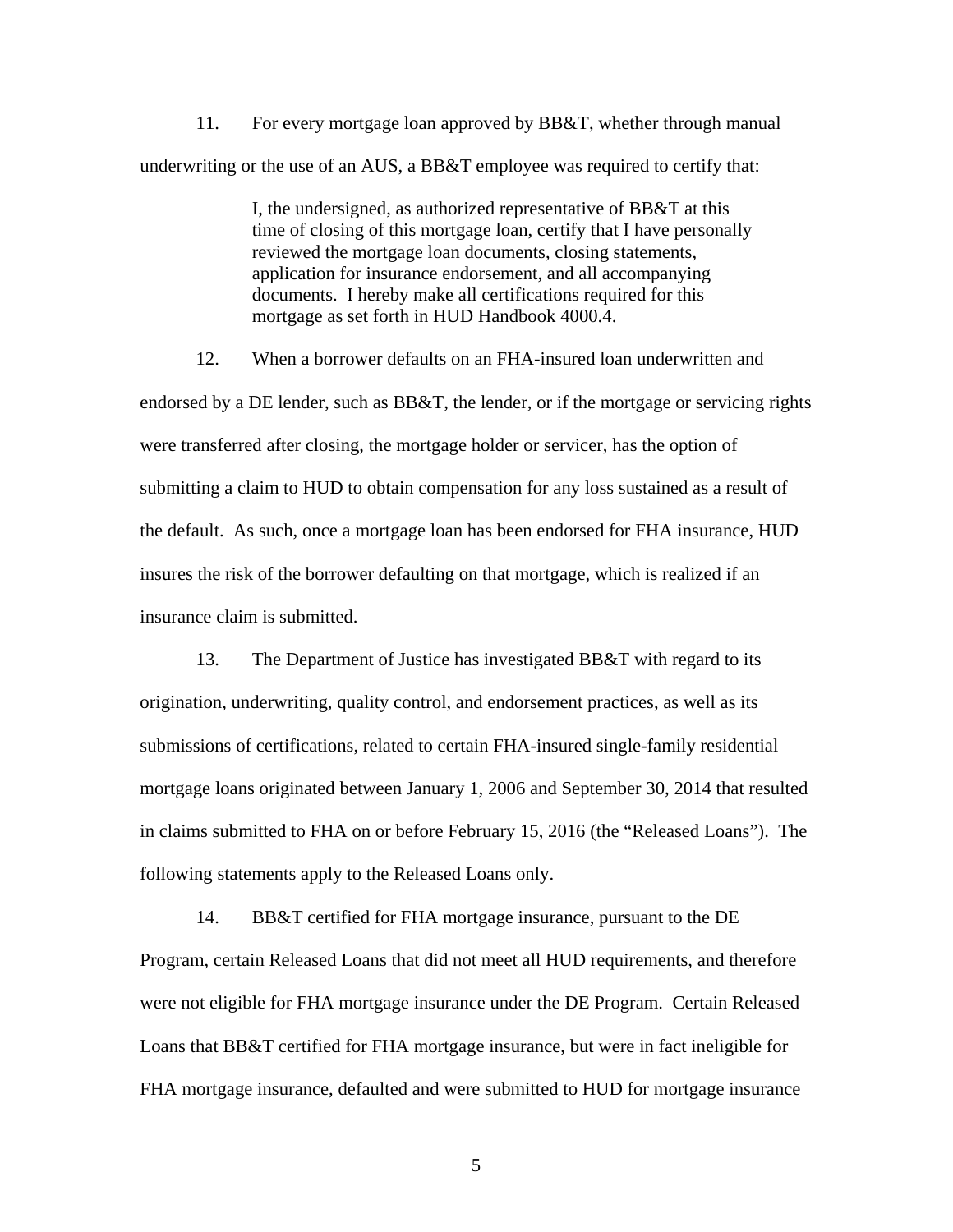11. For every mortgage loan approved by BB&T, whether through manual underwriting or the use of an AUS, a BB&T employee was required to certify that:

> I, the undersigned, as authorized representative of BB&T at this time of closing of this mortgage loan, certify that I have personally reviewed the mortgage loan documents, closing statements, application for insurance endorsement, and all accompanying documents. I hereby make all certifications required for this mortgage as set forth in HUD Handbook 4000.4.

12. When a borrower defaults on an FHA-insured loan underwritten and endorsed by a DE lender, such as BB&T, the lender, or if the mortgage or servicing rights were transferred after closing, the mortgage holder or servicer, has the option of submitting a claim to HUD to obtain compensation for any loss sustained as a result of the default. As such, once a mortgage loan has been endorsed for FHA insurance, HUD insures the risk of the borrower defaulting on that mortgage, which is realized if an insurance claim is submitted.

13. The Department of Justice has investigated BB&T with regard to its origination, underwriting, quality control, and endorsement practices, as well as its submissions of certifications, related to certain FHA-insured single-family residential mortgage loans originated between January 1, 2006 and September 30, 2014 that resulted in claims submitted to FHA on or before February 15, 2016 (the "Released Loans"). The following statements apply to the Released Loans only.

14. BB&T certified for FHA mortgage insurance, pursuant to the DE Program, certain Released Loans that did not meet all HUD requirements, and therefore were not eligible for FHA mortgage insurance under the DE Program. Certain Released Loans that BB&T certified for FHA mortgage insurance, but were in fact ineligible for FHA mortgage insurance, defaulted and were submitted to HUD for mortgage insurance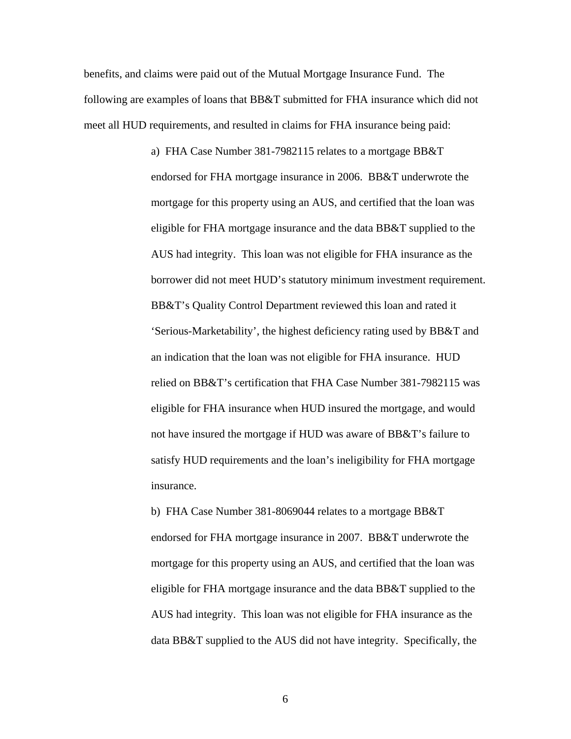benefits, and claims were paid out of the Mutual Mortgage Insurance Fund. The following are examples of loans that BB&T submitted for FHA insurance which did not meet all HUD requirements, and resulted in claims for FHA insurance being paid:

a) FHA Case Number 381-7982115 relates to a mortgage BB&T endorsed for FHA mortgage insurance in 2006. BB&T underwrote the mortgage for this property using an AUS, and certified that the loan was eligible for FHA mortgage insurance and the data BB&T supplied to the AUS had integrity. This loan was not eligible for FHA insurance as the borrower did not meet HUD's statutory minimum investment requirement. BB&T's Quality Control Department reviewed this loan and rated it 'Serious-Marketability', the highest deficiency rating used by BB&T and an indication that the loan was not eligible for FHA insurance. HUD relied on BB&T's certification that FHA Case Number 381-7982115 was eligible for FHA insurance when HUD insured the mortgage, and would not have insured the mortgage if HUD was aware of BB&T's failure to satisfy HUD requirements and the loan's ineligibility for FHA mortgage insurance.

b) FHA Case Number 381-8069044 relates to a mortgage BB&T endorsed for FHA mortgage insurance in 2007. BB&T underwrote the mortgage for this property using an AUS, and certified that the loan was eligible for FHA mortgage insurance and the data BB&T supplied to the AUS had integrity. This loan was not eligible for FHA insurance as the data BB&T supplied to the AUS did not have integrity. Specifically, the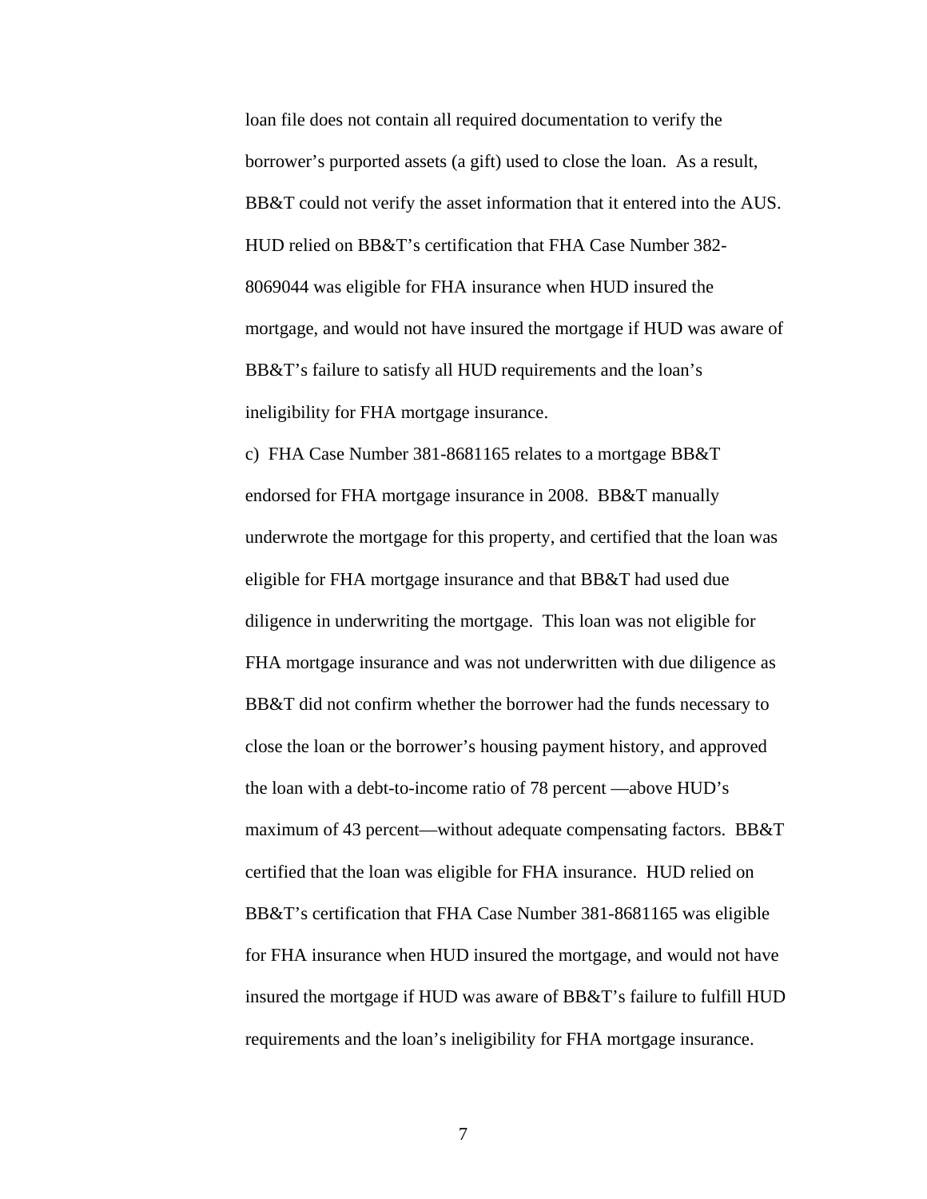loan file does not contain all required documentation to verify the borrower's purported assets (a gift) used to close the loan. As a result, BB&T could not verify the asset information that it entered into the AUS. HUD relied on BB&T's certification that FHA Case Number 382-8069044 was eligible for FHA insurance when HUD insured the mortgage, and would not have insured the mortgage if HUD was aware of BB&T's failure to satisfy all HUD requirements and the loan's ineligibility for FHA mortgage insurance.

c) FHA Case Number 381-8681165 relates to a mortgage BB&T endorsed for FHA mortgage insurance in 2008. BB&T manually underwrote the mortgage for this property, and certified that the loan was eligible for FHA mortgage insurance and that BB&T had used due diligence in underwriting the mortgage. This loan was not eligible for FHA mortgage insurance and was not underwritten with due diligence as BB&T did not confirm whether the borrower had the funds necessary to close the loan or the borrower's housing payment history, and approved the loan with a debt-to-income ratio of 78 percent —above HUD's maximum of 43 percent—without adequate compensating factors. BB&T certified that the loan was eligible for FHA insurance. HUD relied on BB&T's certification that FHA Case Number 381-8681165 was eligible for FHA insurance when HUD insured the mortgage, and would not have insured the mortgage if HUD was aware of BB&T's failure to fulfill HUD requirements and the loan's ineligibility for FHA mortgage insurance.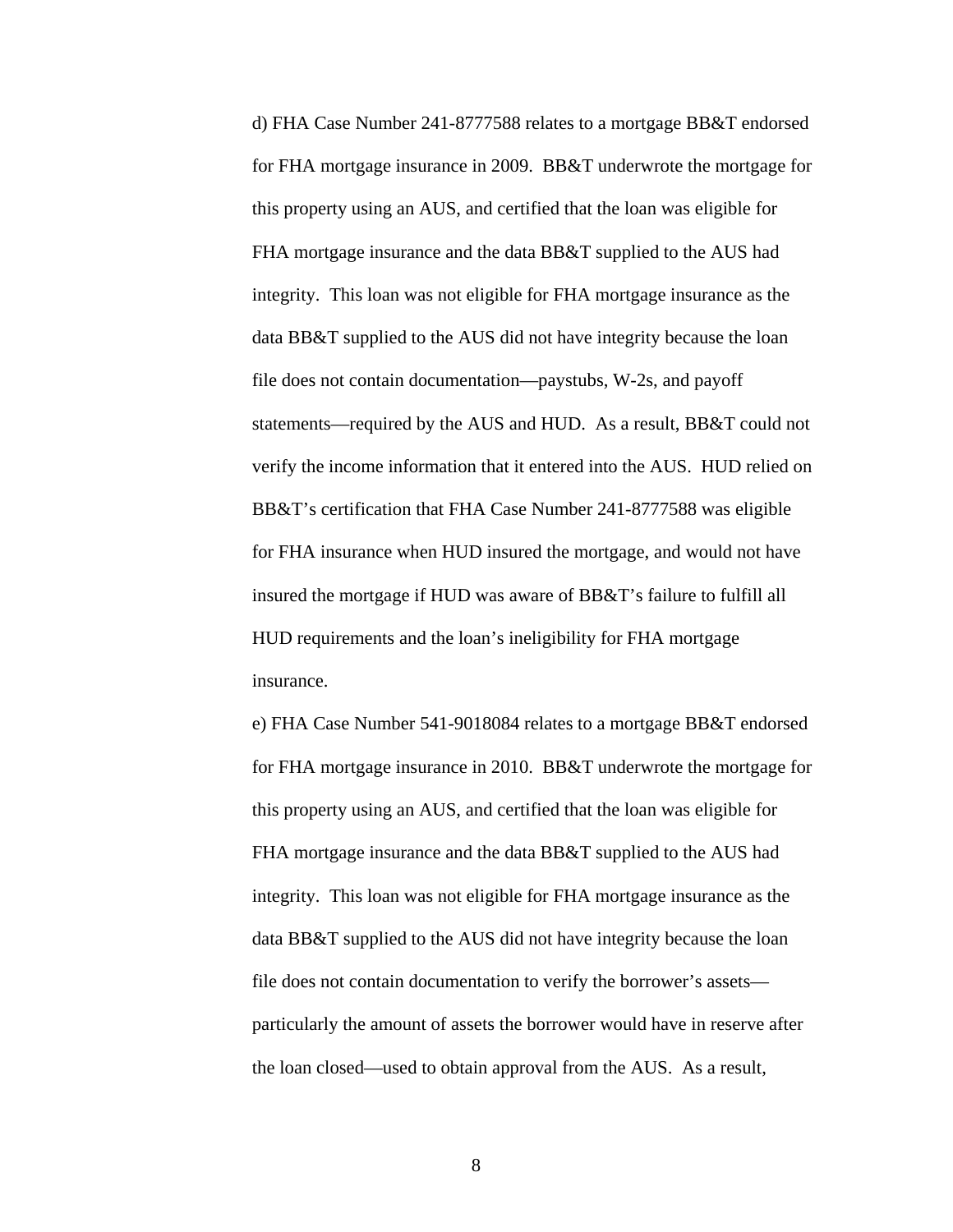d) FHA Case Number 241-8777588 relates to a mortgage BB&T endorsed for FHA mortgage insurance in 2009. BB&T underwrote the mortgage for this property using an AUS, and certified that the loan was eligible for FHA mortgage insurance and the data BB&T supplied to the AUS had integrity. This loan was not eligible for FHA mortgage insurance as the data BB&T supplied to the AUS did not have integrity because the loan file does not contain documentation—paystubs, W-2s, and payoff statements—required by the AUS and HUD. As a result, BB&T could not verify the income information that it entered into the AUS. HUD relied on BB&T's certification that FHA Case Number 241-8777588 was eligible for FHA insurance when HUD insured the mortgage, and would not have insured the mortgage if HUD was aware of BB&T's failure to fulfill all HUD requirements and the loan's ineligibility for FHA mortgage insurance.

e) FHA Case Number 541-9018084 relates to a mortgage BB&T endorsed for FHA mortgage insurance in 2010. BB&T underwrote the mortgage for this property using an AUS, and certified that the loan was eligible for FHA mortgage insurance and the data BB&T supplied to the AUS had integrity. This loan was not eligible for FHA mortgage insurance as the data BB&T supplied to the AUS did not have integrity because the loan file does not contain documentation to verify the borrower's assets—particularly the amount of assets the borrower would have in reserve after the loan closed—used to obtain approval from the AUS. As a result,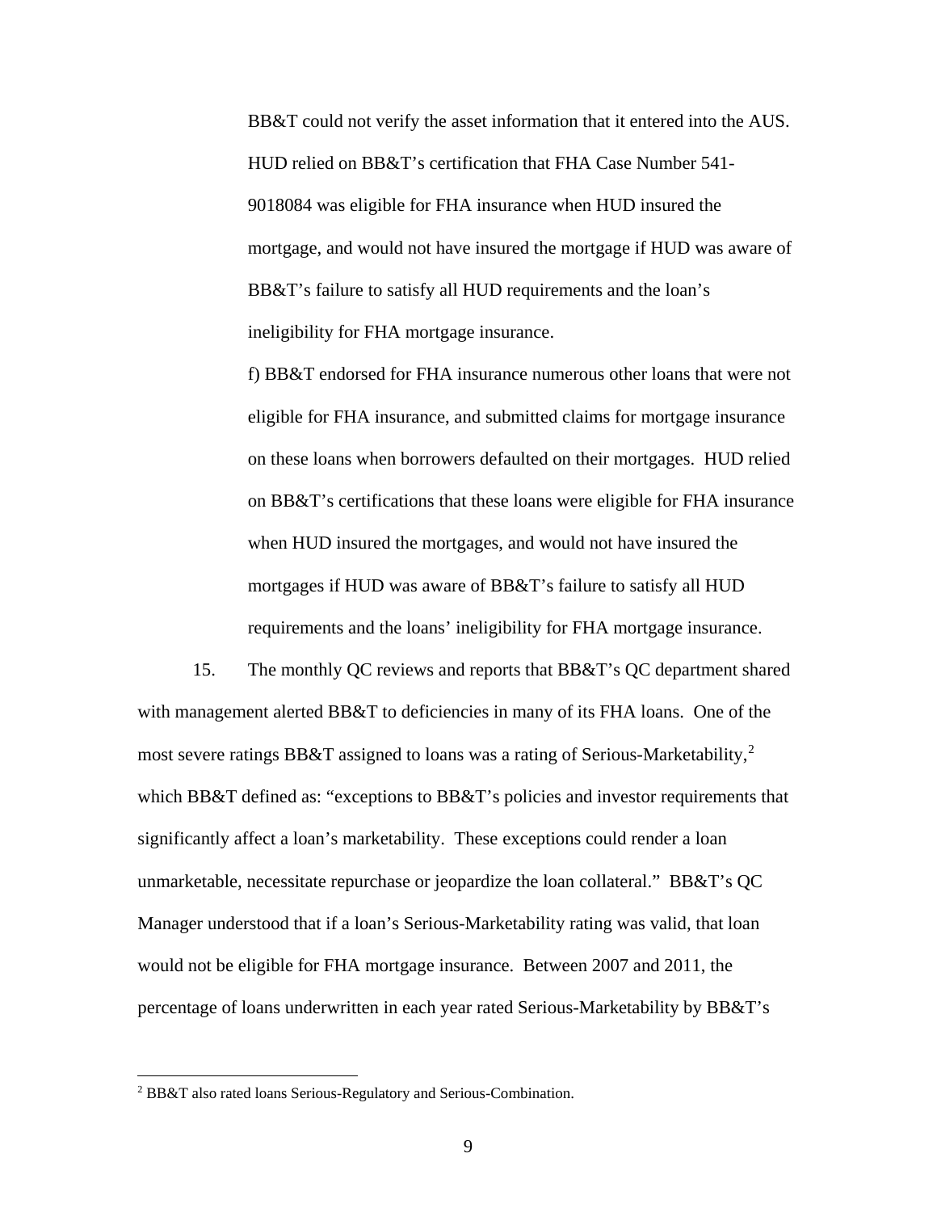BB&T could not verify the asset information that it entered into the AUS. HUD relied on BB&T's certification that FHA Case Number 541-9018084 was eligible for FHA insurance when HUD insured the mortgage, and would not have insured the mortgage if HUD was aware of BB&T's failure to satisfy all HUD requirements and the loan's ineligibility for FHA mortgage insurance.

f) BB&T endorsed for FHA insurance numerous other loans that were not eligible for FHA insurance, and submitted claims for mortgage insurance on these loans when borrowers defaulted on their mortgages. HUD relied on BB&T's certifications that these loans were eligible for FHA insurance when HUD insured the mortgages, and would not have insured the mortgages if HUD was aware of BB&T's failure to satisfy all HUD requirements and the loans' ineligibility for FHA mortgage insurance.

15. The monthly QC reviews and reports that BB&T's QC department shared with management alerted BB&T to deficiencies in many of its FHA loans. One of the most severe ratings BB&T assigned to loans was a rating of Serious-Marketability,[2] which BB&T defined as: "exceptions to BB&T's policies and investor requirements that significantly affect a loan's marketability. These exceptions could render a loan unmarketable, necessitate repurchase or jeopardize the loan collateral." BB&T's QC Manager understood that if a loan's Serious-Marketability rating was valid, that loan would not be eligible for FHA mortgage insurance. Between 2007 and 2011, the percentage of loans underwritten in each year rated Serious-Marketability by BB&T's

[2] BB&T also rated loans Serious-Regulatory and Serious-Combination.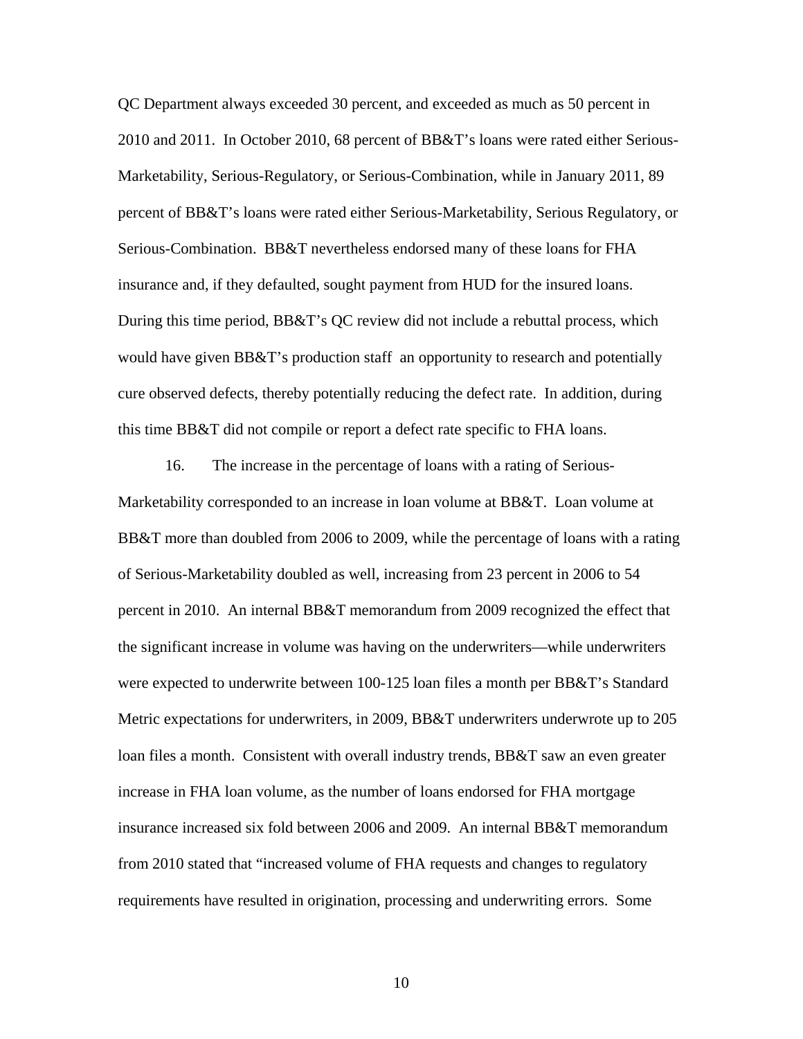QC Department always exceeded 30 percent, and exceeded as much as 50 percent in 2010 and 2011. In October 2010, 68 percent of BB&T's loans were rated either Serious-Marketability, Serious-Regulatory, or Serious-Combination, while in January 2011, 89 percent of BB&T's loans were rated either Serious-Marketability, Serious Regulatory, or Serious-Combination. BB&T nevertheless endorsed many of these loans for FHA insurance and, if they defaulted, sought payment from HUD for the insured loans. During this time period, BB&T's QC review did not include a rebuttal process, which would have given BB&T's production staff an opportunity to research and potentially cure observed defects, thereby potentially reducing the defect rate. In addition, during this time BB&T did not compile or report a defect rate specific to FHA loans.

16. The increase in the percentage of loans with a rating of Serious-Marketability corresponded to an increase in loan volume at BB&T. Loan volume at BB&T more than doubled from 2006 to 2009, while the percentage of loans with a rating of Serious-Marketability doubled as well, increasing from 23 percent in 2006 to 54 percent in 2010. An internal BB&T memorandum from 2009 recognized the effect that the significant increase in volume was having on the underwriters—while underwriters were expected to underwrite between 100-125 loan files a month per BB&T's Standard Metric expectations for underwriters, in 2009, BB&T underwriters underwrote up to 205 loan files a month. Consistent with overall industry trends, BB&T saw an even greater increase in FHA loan volume, as the number of loans endorsed for FHA mortgage insurance increased six fold between 2006 and 2009. An internal BB&T memorandum from 2010 stated that "increased volume of FHA requests and changes to regulatory requirements have resulted in origination, processing and underwriting errors. Some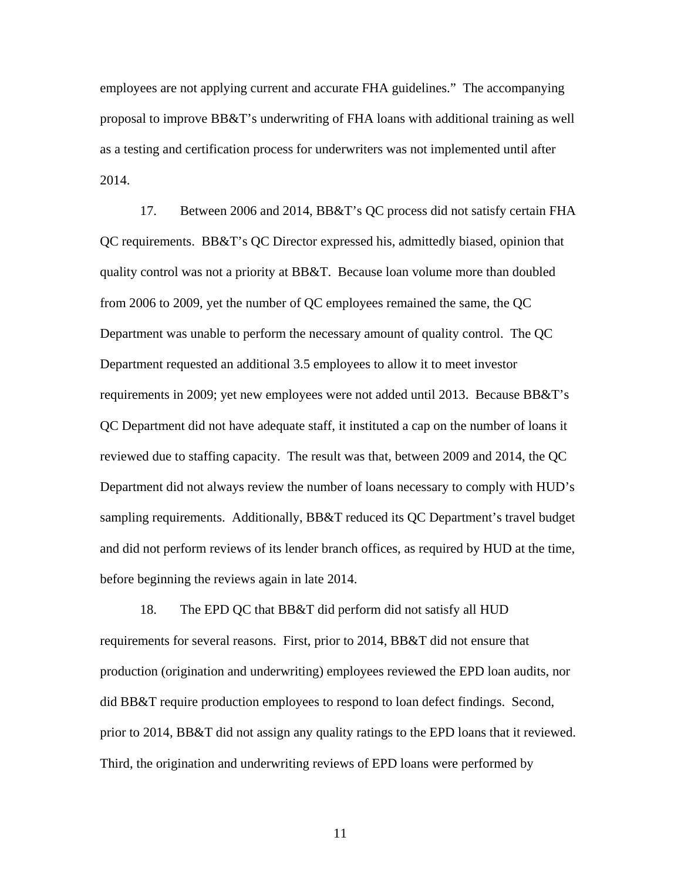employees are not applying current and accurate FHA guidelines." The accompanying proposal to improve BB&T's underwriting of FHA loans with additional training as well as a testing and certification process for underwriters was not implemented until after 2014.

17. Between 2006 and 2014, BB&T's QC process did not satisfy certain FHA QC requirements. BB&T's QC Director expressed his, admittedly biased, opinion that quality control was not a priority at BB&T. Because loan volume more than doubled from 2006 to 2009, yet the number of QC employees remained the same, the QC Department was unable to perform the necessary amount of quality control. The QC Department requested an additional 3.5 employees to allow it to meet investor requirements in 2009; yet new employees were not added until 2013. Because BB&T's QC Department did not have adequate staff, it instituted a cap on the number of loans it reviewed due to staffing capacity. The result was that, between 2009 and 2014, the QC Department did not always review the number of loans necessary to comply with HUD's sampling requirements. Additionally, BB&T reduced its QC Department's travel budget and did not perform reviews of its lender branch offices, as required by HUD at the time, before beginning the reviews again in late 2014.

18. The EPD QC that BB&T did perform did not satisfy all HUD requirements for several reasons. First, prior to 2014, BB&T did not ensure that production (origination and underwriting) employees reviewed the EPD loan audits, nor did BB&T require production employees to respond to loan defect findings. Second, prior to 2014, BB&T did not assign any quality ratings to the EPD loans that it reviewed. Third, the origination and underwriting reviews of EPD loans were performed by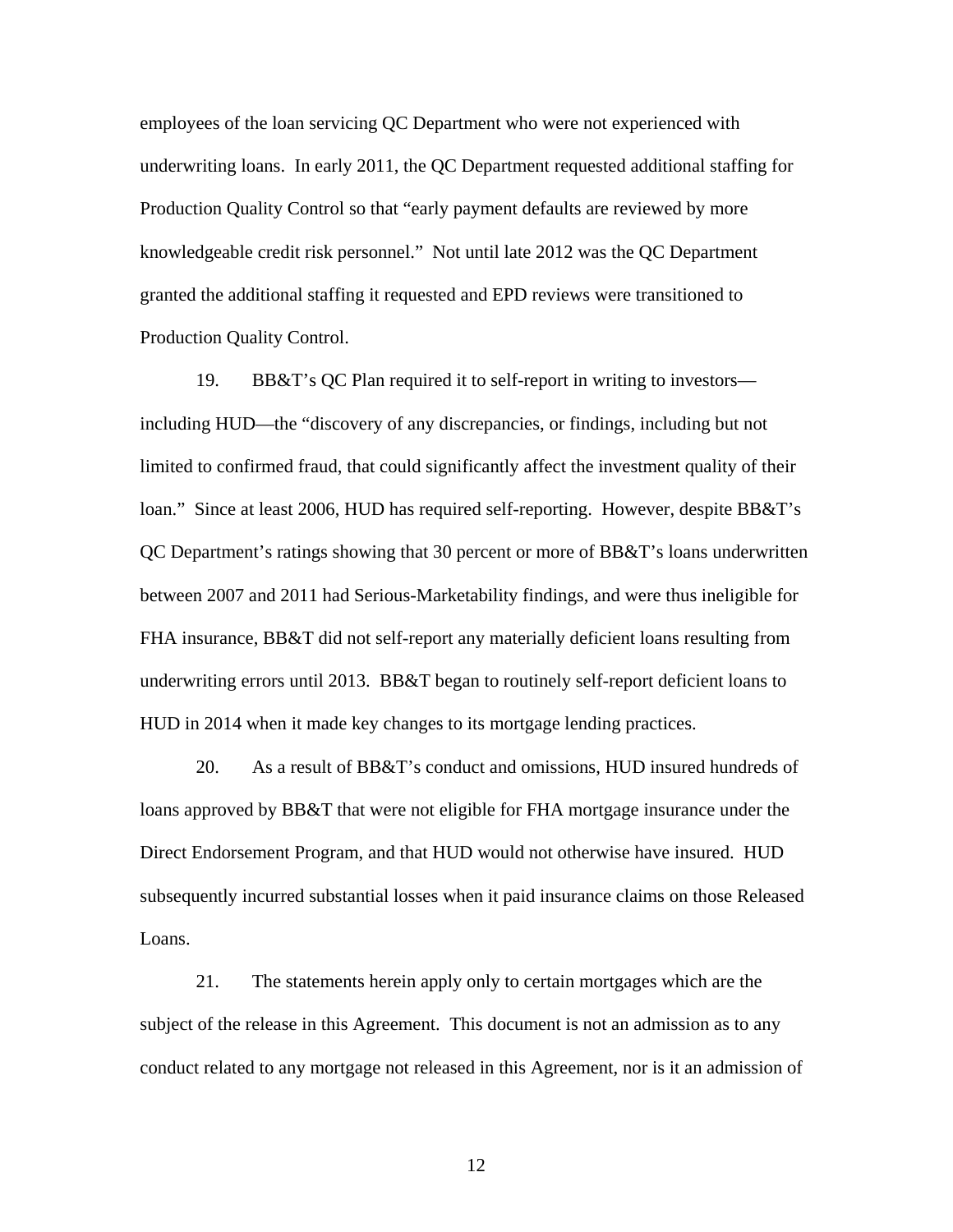employees of the loan servicing QC Department who were not experienced with underwriting loans. In early 2011, the QC Department requested additional staffing for Production Quality Control so that "early payment defaults are reviewed by more knowledgeable credit risk personnel." Not until late 2012 was the QC Department granted the additional staffing it requested and EPD reviews were transitioned to Production Quality Control.

19. BB&T's QC Plan required it to self-report in writing to investors—including HUD—the "discovery of any discrepancies, or findings, including but not limited to confirmed fraud, that could significantly affect the investment quality of their loan." Since at least 2006, HUD has required self-reporting. However, despite BB&T's QC Department's ratings showing that 30 percent or more of BB&T's loans underwritten between 2007 and 2011 had Serious-Marketability findings, and were thus ineligible for FHA insurance, BB&T did not self-report any materially deficient loans resulting from underwriting errors until 2013. BB&T began to routinely self-report deficient loans to HUD in 2014 when it made key changes to its mortgage lending practices.

20. As a result of BB&T's conduct and omissions, HUD insured hundreds of loans approved by BB&T that were not eligible for FHA mortgage insurance under the Direct Endorsement Program, and that HUD would not otherwise have insured. HUD subsequently incurred substantial losses when it paid insurance claims on those Released Loans.

21. The statements herein apply only to certain mortgages which are the subject of the release in this Agreement. This document is not an admission as to any conduct related to any mortgage not released in this Agreement, nor is it an admission of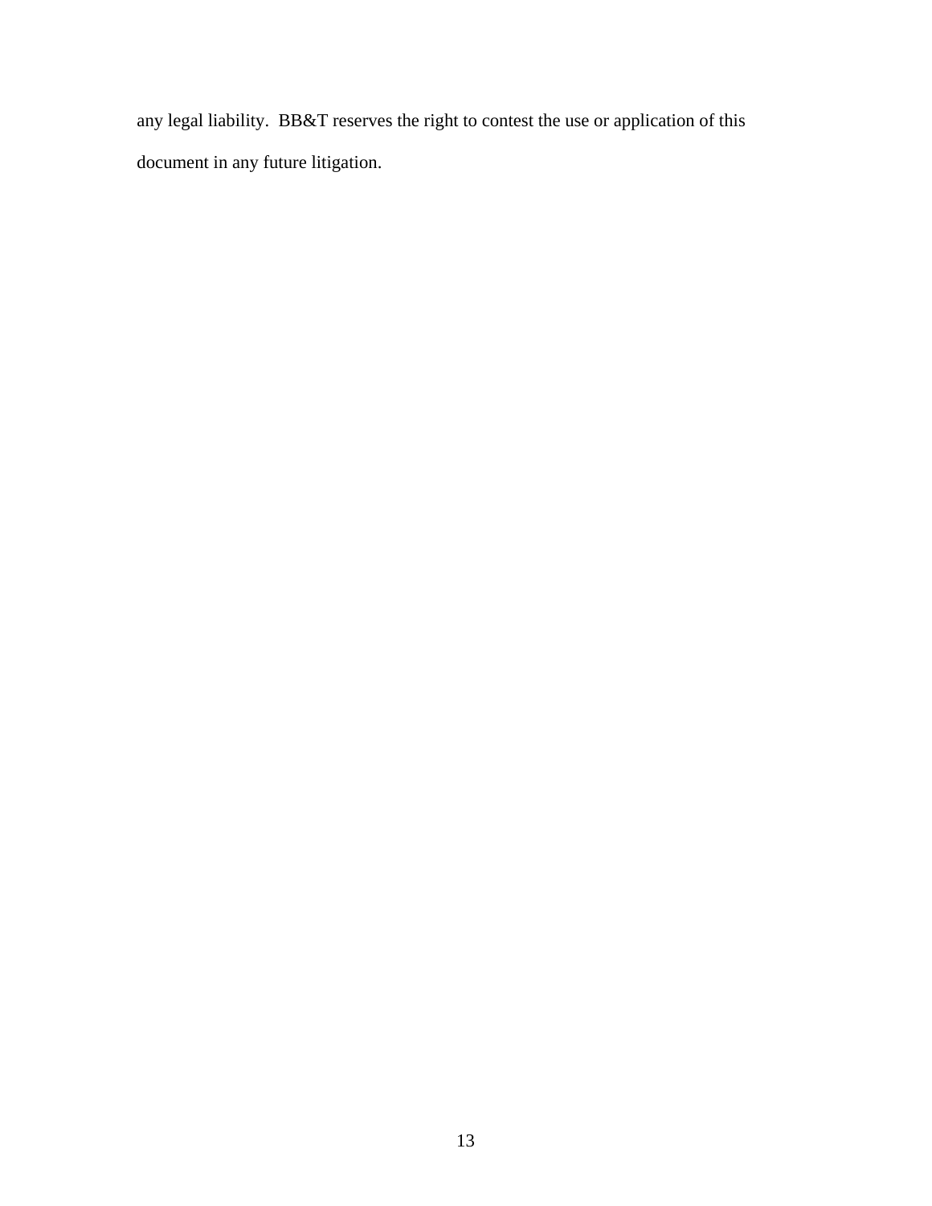any legal liability. BB&T reserves the right to contest the use or application of this document in any future litigation.